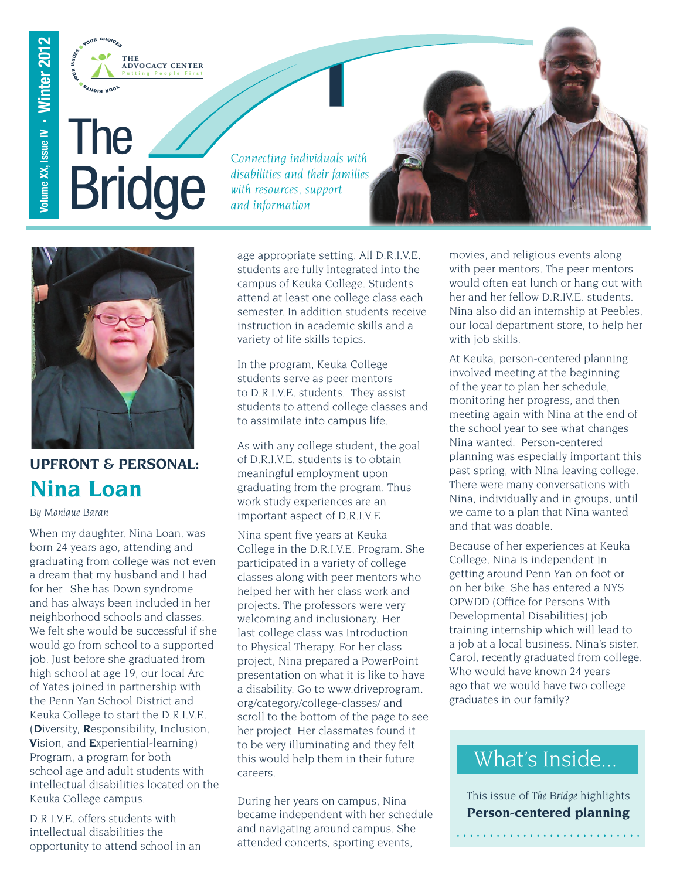Volume XX, Issue IV • Winter 2012

THE ADVOCACY CENTER
Putting People First

YOUR CHOICES • YOUR ISSUES • YOUR RIGHTS

# The Bridge

*Connecting individuals with disabilities and their families with resources, support and information*

## UPFRONT & PERSONAL: Nina Loan

*By Monique Baran*

When my daughter, Nina Loan, was born 24 years ago, attending and graduating from college was not even a dream that my husband and I had for her. She has Down syndrome and has always been included in her neighborhood schools and classes. We felt she would be successful if she would go from school to a supported job. Just before she graduated from high school at age 19, our local Arc of Yates joined in partnership with the Penn Yan School District and Keuka College to start the D.R.I.V.E. (**D**iversity, **R**esponsibility, **I**nclusion, **V**ision, and **E**xperiential-learning) Program, a program for both school age and adult students with intellectual disabilities located on the Keuka College campus.

D.R.I.V.E. offers students with intellectual disabilities the opportunity to attend school in an age appropriate setting. All D.R.I.V.E. students are fully integrated into the campus of Keuka College. Students attend at least one college class each semester. In addition students receive instruction in academic skills and a variety of life skills topics.

In the program, Keuka College students serve as peer mentors to D.R.I.V.E. students. They assist students to attend college classes and to assimilate into campus life.

As with any college student, the goal of D.R.I.V.E. students is to obtain meaningful employment upon graduating from the program. Thus work study experiences are an important aspect of D.R.I.V.E.

Nina spent five years at Keuka College in the D.R.I.V.E. Program. She participated in a variety of college classes along with peer mentors who helped her with her class work and projects. The professors were very welcoming and inclusionary. Her last college class was Introduction to Physical Therapy. For her class project, Nina prepared a PowerPoint presentation on what it is like to have a disability. Go to www.driveprogram.org/category/college-classes/ and scroll to the bottom of the page to see her project. Her classmates found it to be very illuminating and they felt this would help them in their future careers.

During her years on campus, Nina became independent with her schedule and navigating around campus. She attended concerts, sporting events, movies, and religious events along with peer mentors. The peer mentors would often eat lunch or hang out with her and her fellow D.R.I.V.E. students. Nina also did an internship at Peebles, our local department store, to help her with job skills.

At Keuka, person-centered planning involved meeting at the beginning of the year to plan her schedule, monitoring her progress, and then meeting again with Nina at the end of the school year to see what changes Nina wanted. Person-centered planning was especially important this past spring, with Nina leaving college. There were many conversations with Nina, individually and in groups, until we came to a plan that Nina wanted and that was doable.

Because of her experiences at Keuka College, Nina is independent in getting around Penn Yan on foot or on her bike. She has entered a NYS OPWDD (Office for Persons With Developmental Disabilities) job training internship which will lead to a job at a local business. Nina's sister, Carol, recently graduated from college. Who would have known 24 years ago that we would have two college graduates in our family?

## What's Inside...

This issue of *The Bridge* highlights **Person-centered planning**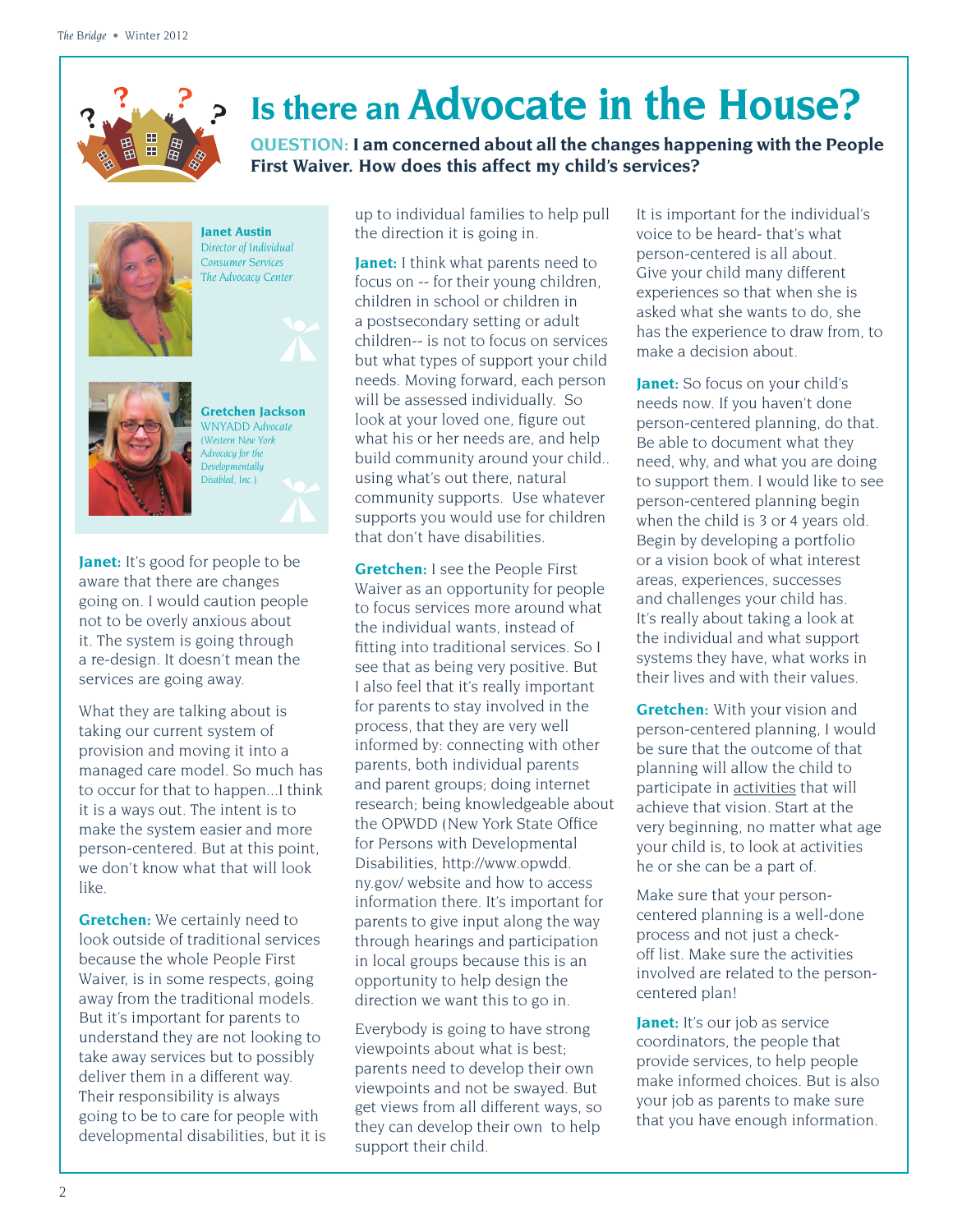# Is there an Advocate in the House?

**QUESTION: I am concerned about all the changes happening with the People First Waiver. How does this affect my child's services?**

**Janet Austin**
*Director of Individual Consumer Services*
*The Advocacy Center*

**Gretchen Jackson**
*WNYADD Advocate*
*(Western New York Advocacy for the Developmentally Disabled, Inc.)*

**Janet:** It's good for people to be aware that there are changes going on. I would caution people not to be overly anxious about it. The system is going through a re-design. It doesn't mean the services are going away.

What they are talking about is taking our current system of provision and moving it into a managed care model. So much has to occur for that to happen...I think it is a ways out. The intent is to make the system easier and more person-centered. But at this point, we don't know what that will look like.

**Gretchen:** We certainly need to look outside of traditional services because the whole People First Waiver, is in some respects, going away from the traditional models. But it's important for parents to understand they are not looking to take away services but to possibly deliver them in a different way. Their responsibility is always going to be to care for people with developmental disabilities, but it is up to individual families to help pull the direction it is going in.

**Janet:** I think what parents need to focus on -- for their young children, children in school or children in a postsecondary setting or adult children-- is not to focus on services but what types of support your child needs. Moving forward, each person will be assessed individually. So look at your loved one, figure out what his or her needs are, and help build community around your child.. using what's out there, natural community supports. Use whatever supports you would use for children that don't have disabilities.

**Gretchen:** I see the People First Waiver as an opportunity for people to focus services more around what the individual wants, instead of fitting into traditional services. So I see that as being very positive. But I also feel that it's really important for parents to stay involved in the process, that they are very well informed by: connecting with other parents, both individual parents and parent groups; doing internet research; being knowledgeable about the OPWDD (New York State Office for Persons with Developmental Disabilities, http://www.opwdd.ny.gov/ website and how to access information there. It's important for parents to give input along the way through hearings and participation in local groups because this is an opportunity to help design the direction we want this to go in.

Everybody is going to have strong viewpoints about what is best; parents need to develop their own viewpoints and not be swayed. But get views from all different ways, so they can develop their own to help support their child.

It is important for the individual's voice to be heard- that's what person-centered is all about. Give your child many different experiences so that when she is asked what she wants to do, she has the experience to draw from, to make a decision about.

**Janet:** So focus on your child's needs now. If you haven't done person-centered planning, do that. Be able to document what they need, why, and what you are doing to support them. I would like to see person-centered planning begin when the child is 3 or 4 years old. Begin by developing a portfolio or a vision book of what interest areas, experiences, successes and challenges your child has. It's really about taking a look at the individual and what support systems they have, what works in their lives and with their values.

**Gretchen:** With your vision and person-centered planning, I would be sure that the outcome of that planning will allow the child to participate in activities that will achieve that vision. Start at the very beginning, no matter what age your child is, to look at activities he or she can be a part of.

Make sure that your person-centered planning is a well-done process and not just a check-off list. Make sure the activities involved are related to the person-centered plan!

**Janet:** It's our job as service coordinators, the people that provide services, to help people make informed choices. But is also your job as parents to make sure that you have enough information.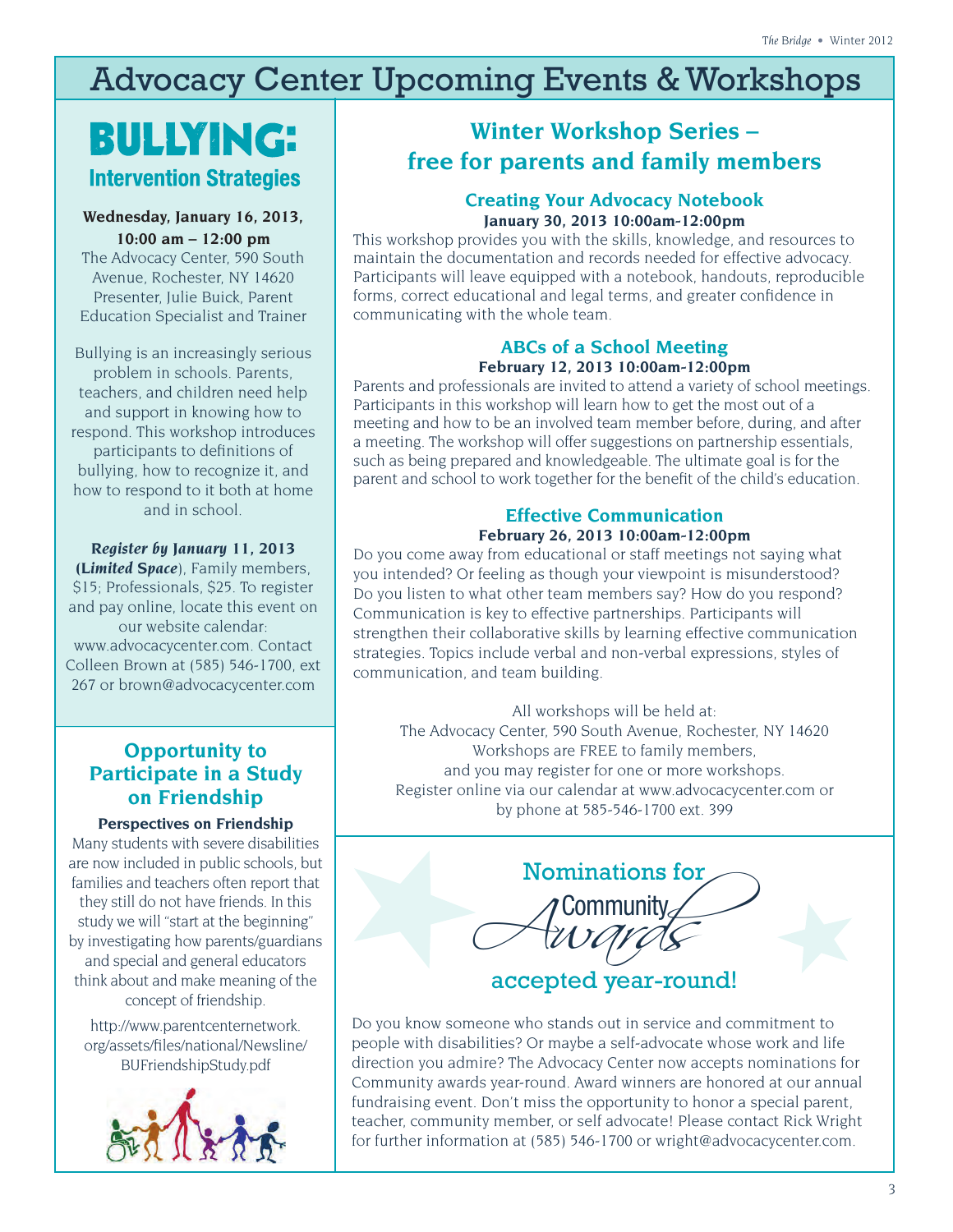# Advocacy Center Upcoming Events & Workshops

## BULLYING:

### Intervention Strategies

**Wednesday, January 16, 2013, 10:00 am – 12:00 pm**
The Advocacy Center, 590 South Avenue, Rochester, NY 14620
Presenter, Julie Buick, Parent Education Specialist and Trainer

Bullying is an increasingly serious problem in schools. Parents, teachers, and children need help and support in knowing how to respond. This workshop introduces participants to definitions of bullying, how to recognize it, and how to respond to it both at home and in school.

***Register by January 11, 2013 (Limited Space)***, Family members, $15; Professionals, $25. To register and pay online, locate this event on our website calendar: www.advocacycenter.com. Contact Colleen Brown at (585) 546-1700, ext 267 or brown@advocacycenter.com

## Opportunity to Participate in a Study on Friendship

**Perspectives on Friendship**

Many students with severe disabilities are now included in public schools, but families and teachers often report that they still do not have friends. In this study we will "start at the beginning" by investigating how parents/guardians and special and general educators think about and make meaning of the concept of friendship.

http://www.parentcenternetwork.org/assets/files/national/Newsline/BUFriendshipStudy.pdf

## Winter Workshop Series – free for parents and family members

### Creating Your Advocacy Notebook

**January 30, 2013 10:00am-12:00pm**

This workshop provides you with the skills, knowledge, and resources to maintain the documentation and records needed for effective advocacy. Participants will leave equipped with a notebook, handouts, reproducible forms, correct educational and legal terms, and greater confidence in communicating with the whole team.

### ABCs of a School Meeting

**February 12, 2013 10:00am-12:00pm**

Parents and professionals are invited to attend a variety of school meetings. Participants in this workshop will learn how to get the most out of a meeting and how to be an involved team member before, during, and after a meeting. The workshop will offer suggestions on partnership essentials, such as being prepared and knowledgeable. The ultimate goal is for the parent and school to work together for the benefit of the child's education.

### Effective Communication

**February 26, 2013 10:00am-12:00pm**

Do you come away from educational or staff meetings not saying what you intended? Or feeling as though your viewpoint is misunderstood? Do you listen to what other team members say? How do you respond? Communication is key to effective partnerships. Participants will strengthen their collaborative skills by learning effective communication strategies. Topics include verbal and non-verbal expressions, styles of communication, and team building.

All workshops will be held at:
The Advocacy Center, 590 South Avenue, Rochester, NY 14620
Workshops are FREE to family members, and you may register for one or more workshops.
Register online via our calendar at www.advocacycenter.com or by phone at 585-546-1700 ext. 399

## Nominations for Community Awards accepted year-round!

Do you know someone who stands out in service and commitment to people with disabilities? Or maybe a self-advocate whose work and life direction you admire? The Advocacy Center now accepts nominations for Community awards year-round. Award winners are honored at our annual fundraising event. Don't miss the opportunity to honor a special parent, teacher, community member, or self advocate! Please contact Rick Wright for further information at (585) 546-1700 or wright@advocacycenter.com.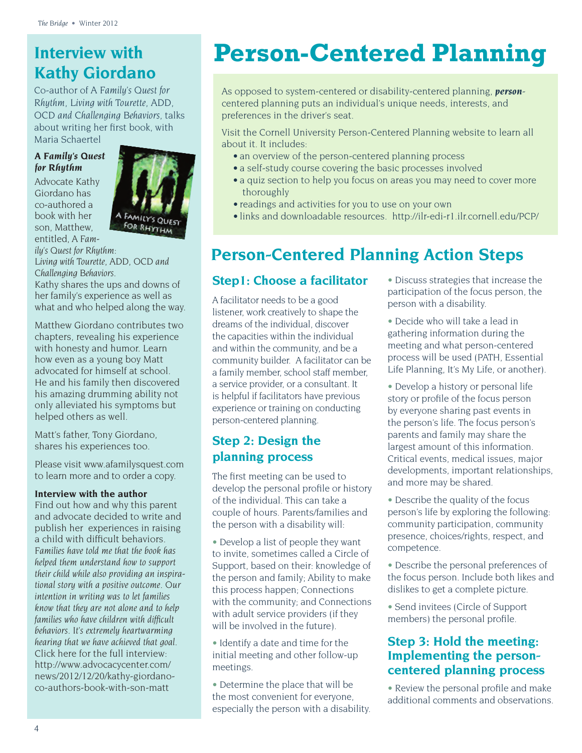## Interview with Kathy Giordano

Co-author of *A Family's Quest for Rhythm, Living with Tourette, ADD, OCD and Challenging Behaviors*, talks about writing her first book, with Maria Schaertel

**A *Family's Quest for Rhythm***

Advocate Kathy Giordano has co-authored a book with her son, Matthew, entitled, *A Family's Quest for Rhythm: Living with Tourette, ADD, OCD and Challenging Behaviors*. Kathy shares the ups and downs of her family's experience as well as what and who helped along the way.

Matthew Giordano contributes two chapters, revealing his experience with honesty and humor. Learn how even as a young boy Matt advocated for himself at school. He and his family then discovered his amazing drumming ability not only alleviated his symptoms but helped others as well.

Matt's father, Tony Giordano, shares his experiences too.

Please visit www.afamilysquest.com to learn more and to order a copy.

**Interview with the author**

Find out how and why this parent and advocate decided to write and publish her experiences in raising a child with difficult behaviors. *Families have told me that the book has helped them understand how to support their child while also providing an inspirational story with a positive outcome. Our intention in writing was to let families know that they are not alone and to help families who have children with difficult behaviors. It's extremely heartwarming hearing that we have achieved that goal.* Click here for the full interview: http://www.advocacycenter.com/news/2012/12/20/kathy-giordano-co-authors-book-with-son-matt

# Person-Centered Planning

As opposed to system-centered or disability-centered planning, ***person***-centered planning puts an individual's unique needs, interests, and preferences in the driver's seat.

Visit the Cornell University Person-Centered Planning website to learn all about it. It includes:

- an overview of the person-centered planning process
- a self-study course covering the basic processes involved
- a quiz section to help you focus on areas you may need to cover more thoroughly
- readings and activities for you to use on your own
- links and downloadable resources. http://ilr-edi-r1.ilr.cornell.edu/PCP/

## Person-Centered Planning Action Steps

### Step1: Choose a facilitator

A facilitator needs to be a good listener, work creatively to shape the dreams of the individual, discover the capacities within the individual and within the community, and be a community builder. A facilitator can be a family member, school staff member, a service provider, or a consultant. It is helpful if facilitators have previous experience or training on conducting person-centered planning.

### Step 2: Design the planning process

The first meeting can be used to develop the personal profile or history of the individual. This can take a couple of hours. Parents/families and the person with a disability will:

- Develop a list of people they want to invite, sometimes called a Circle of Support, based on their: knowledge of the person and family; Ability to make this process happen; Connections with the community; and Connections with adult service providers (if they will be involved in the future).
- Identify a date and time for the initial meeting and other follow-up meetings.
- Determine the place that will be the most convenient for everyone, especially the person with a disability.
- Discuss strategies that increase the participation of the focus person, the person with a disability.
- Decide who will take a lead in gathering information during the meeting and what person-centered process will be used (PATH, Essential Life Planning, It's My Life, or another).
- Develop a history or personal life story or profile of the focus person by everyone sharing past events in the person's life. The focus person's parents and family may share the largest amount of this information. Critical events, medical issues, major developments, important relationships, and more may be shared.
- Describe the quality of the focus person's life by exploring the following: community participation, community presence, choices/rights, respect, and competence.
- Describe the personal preferences of the focus person. Include both likes and dislikes to get a complete picture.
- Send invitees (Circle of Support members) the personal profile.

### Step 3: Hold the meeting: Implementing the person-centered planning process

- Review the personal profile and make additional comments and observations.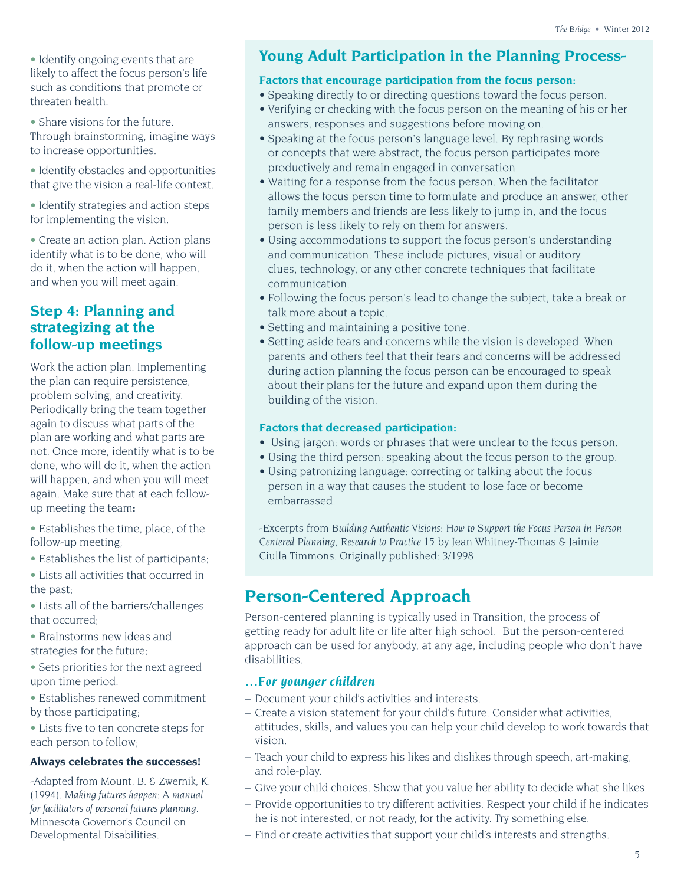- Identify ongoing events that are likely to affect the focus person's life such as conditions that promote or threaten health.
- Share visions for the future. Through brainstorming, imagine ways to increase opportunities.
- Identify obstacles and opportunities that give the vision a real-life context.
- Identify strategies and action steps for implementing the vision.
- Create an action plan. Action plans identify what is to be done, who will do it, when the action will happen, and when you will meet again.

## Step 4: Planning and strategizing at the follow-up meetings

Work the action plan. Implementing the plan can require persistence, problem solving, and creativity. Periodically bring the team together again to discuss what parts of the plan are working and what parts are not. Once more, identify what is to be done, who will do it, when the action will happen, and when you will meet again. Make sure that at each follow-up meeting the team**:**

- Establishes the time, place, of the follow-up meeting;
- Establishes the list of participants;
- Lists all activities that occurred in the past;
- Lists all of the barriers/challenges that occurred;
- Brainstorms new ideas and strategies for the future;
- Sets priorities for the next agreed upon time period.
- Establishes renewed commitment by those participating;
- Lists five to ten concrete steps for each person to follow;

**Always celebrates the successes!**

-Adapted from Mount, B. & Zwernik, K. (1994). *Making futures happen: A manual for facilitators of personal futures planning.* Minnesota Governor's Council on Developmental Disabilities.

## Young Adult Participation in the Planning Process-

**Factors that encourage participation from the focus person:**

- Speaking directly to or directing questions toward the focus person.
- Verifying or checking with the focus person on the meaning of his or her answers, responses and suggestions before moving on.
- Speaking at the focus person's language level. By rephrasing words or concepts that were abstract, the focus person participates more productively and remain engaged in conversation.
- Waiting for a response from the focus person. When the facilitator allows the focus person time to formulate and produce an answer, other family members and friends are less likely to jump in, and the focus person is less likely to rely on them for answers.
- Using accommodations to support the focus person's understanding and communication. These include pictures, visual or auditory clues, technology, or any other concrete techniques that facilitate communication.
- Following the focus person's lead to change the subject, take a break or talk more about a topic.
- Setting and maintaining a positive tone.
- Setting aside fears and concerns while the vision is developed. When parents and others feel that their fears and concerns will be addressed during action planning the focus person can be encouraged to speak about their plans for the future and expand upon them during the building of the vision.

**Factors that decreased participation:**

- Using jargon: words or phrases that were unclear to the focus person.
- Using the third person: speaking about the focus person to the group.
- Using patronizing language: correcting or talking about the focus person in a way that causes the student to lose face or become embarrassed.

-Excerpts from *Building Authentic Visions: How to Support the Focus Person in Person Centered Planning*, *Research to Practice* 15 by Jean Whitney-Thomas & Jaimie Ciulla Timmons. Originally published: 3/1998

## Person-Centered Approach

Person-centered planning is typically used in Transition, the process of getting ready for adult life or life after high school. But the person-centered approach can be used for anybody, at any age, including people who don't have disabilities.

### *…For younger children*

- Document your child's activities and interests.
- Create a vision statement for your child's future. Consider what activities, attitudes, skills, and values you can help your child develop to work towards that vision.
- Teach your child to express his likes and dislikes through speech, art-making, and role-play.
- Give your child choices. Show that you value her ability to decide what she likes.
- Provide opportunities to try different activities. Respect your child if he indicates he is not interested, or not ready, for the activity. Try something else.
- Find or create activities that support your child's interests and strengths.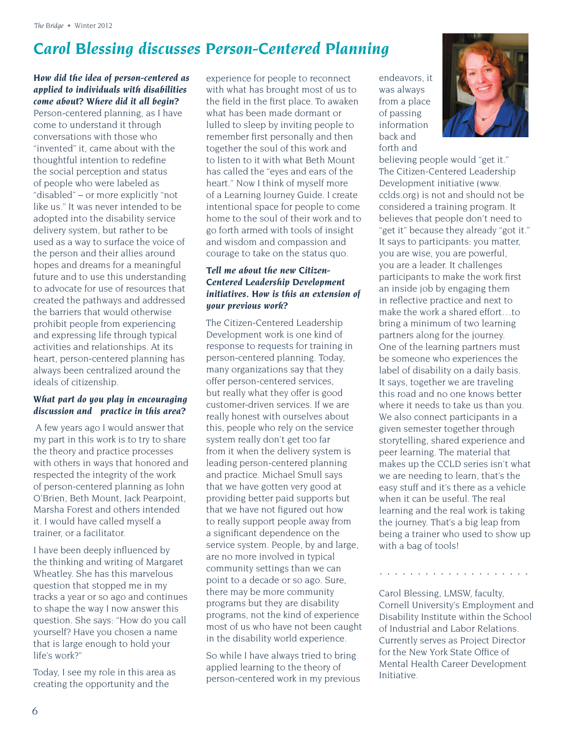# Carol Blessing discusses Person-Centered Planning

***How did the idea of person-centered as applied to individuals with disabilities come about? Where did it all begin?***

Person-centered planning, as I have come to understand it through conversations with those who "invented" it, came about with the thoughtful intention to redefine the social perception and status of people who were labeled as "disabled" – or more explicitly "not like us." It was never intended to be adopted into the disability service delivery system, but rather to be used as a way to surface the voice of the person and their allies around hopes and dreams for a meaningful future and to use this understanding to advocate for use of resources that created the pathways and addressed the barriers that would otherwise prohibit people from experiencing and expressing life through typical activities and relationships. At its heart, person-centered planning has always been centralized around the ideals of citizenship.

***What part do you play in encouraging discussion and practice in this area?***

A few years ago I would answer that my part in this work is to try to share the theory and practice processes with others in ways that honored and respected the integrity of the work of person-centered planning as John O'Brien, Beth Mount, Jack Pearpoint, Marsha Forest and others intended it. I would have called myself a trainer, or a facilitator.

I have been deeply influenced by the thinking and writing of Margaret Wheatley. She has this marvelous question that stopped me in my tracks a year or so ago and continues to shape the way I now answer this question. She says: "How do you call yourself? Have you chosen a name that is large enough to hold your life's work?"

Today, I see my role in this area as creating the opportunity and the experience for people to reconnect with what has brought most of us to the field in the first place. To awaken what has been made dormant or lulled to sleep by inviting people to remember first personally and then together the soul of this work and to listen to it with what Beth Mount has called the "eyes and ears of the heart." Now I think of myself more of a Learning Journey Guide. I create intentional space for people to come home to the soul of their work and to go forth armed with tools of insight and wisdom and compassion and courage to take on the status quo.

***Tell me about the new Citizen-Centered Leadership Development initiatives. How is this an extension of your previous work?***

The Citizen-Centered Leadership Development work is one kind of response to requests for training in person-centered planning. Today, many organizations say that they offer person-centered services, but really what they offer is good customer-driven services. If we are really honest with ourselves about this, people who rely on the service system really don't get too far from it when the delivery system is leading person-centered planning and practice. Michael Smull says that we have gotten very good at providing better paid supports but that we have not figured out how to really support people away from a significant dependence on the service system. People, by and large, are no more involved in typical community settings than we can point to a decade or so ago. Sure, there may be more community programs but they are disability programs, not the kind of experience most of us who have not been caught in the disability world experience.

So while I have always tried to bring applied learning to the theory of person-centered work in my previous endeavors, it was always from a place of passing information back and forth and believing people would "get it." The Citizen-Centered Leadership Development initiative (www.cclds.org) is not and should not be considered a training program. It believes that people don't need to "get it" because they already "got it." It says to participants: you matter, you are wise, you are powerful, you are a leader. It challenges participants to make the work first an inside job by engaging them in reflective practice and next to make the work a shared effort…to bring a minimum of two learning partners along for the journey. One of the learning partners must be someone who experiences the label of disability on a daily basis. It says, together we are traveling this road and no one knows better where it needs to take us than you. We also connect participants in a given semester together through storytelling, shared experience and peer learning. The material that makes up the CCLD series isn't what we are needing to learn, that's the easy stuff and it's there as a vehicle when it can be useful. The real learning and the real work is taking the journey. That's a big leap from being a trainer who used to show up with a bag of tools!

---

Carol Blessing, LMSW, faculty, Cornell University's Employment and Disability Institute within the School of Industrial and Labor Relations. Currently serves as Project Director for the New York State Office of Mental Health Career Development Initiative.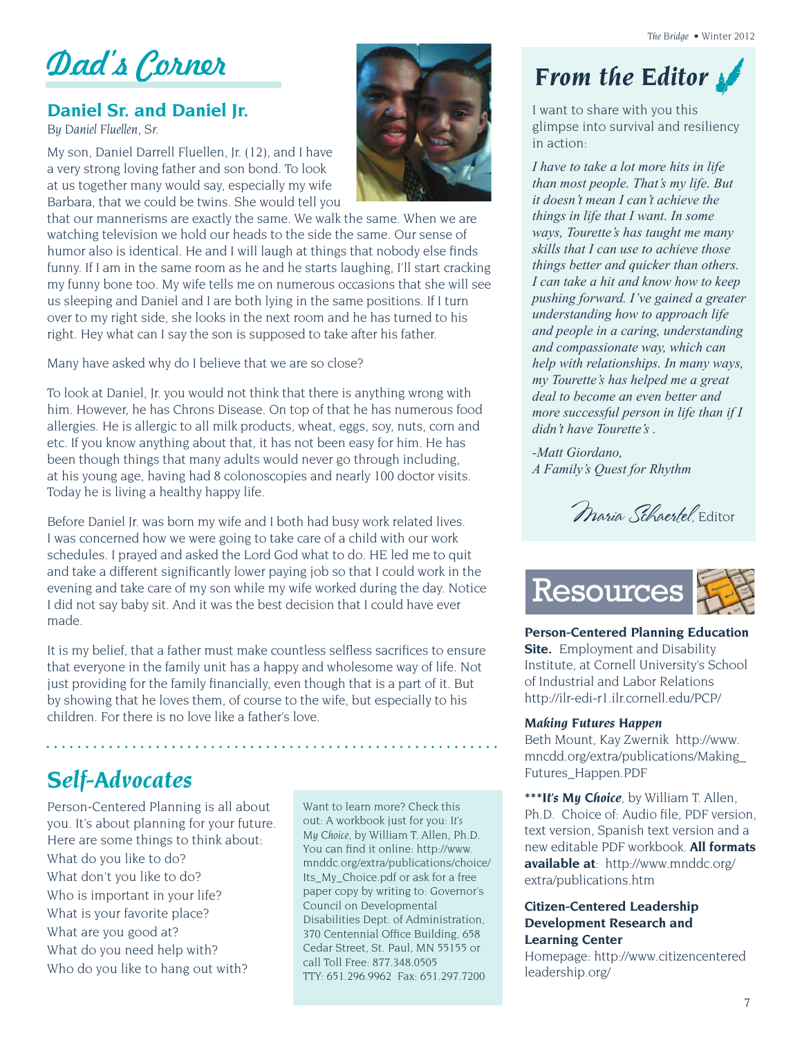# Dad's Corner

## Daniel Sr. and Daniel Jr.

*By Daniel Fluellen, Sr.*

My son, Daniel Darrell Fluellen, Jr. (12), and I have a very strong loving father and son bond. To look at us together many would say, especially my wife Barbara, that we could be twins. She would tell you that our mannerisms are exactly the same. We walk the same. When we are watching television we hold our heads to the side the same. Our sense of humor also is identical. He and I will laugh at things that nobody else finds funny. If I am in the same room as he and he starts laughing, I'll start cracking my funny bone too. My wife tells me on numerous occasions that she will see us sleeping and Daniel and I are both lying in the same positions. If I turn over to my right side, she looks in the next room and he has turned to his right. Hey what can I say the son is supposed to take after his father.

Many have asked why do I believe that we are so close?

To look at Daniel, Jr. you would not think that there is anything wrong with him. However, he has Chrons Disease. On top of that he has numerous food allergies. He is allergic to all milk products, wheat, eggs, soy, nuts, corn and etc. If you know anything about that, it has not been easy for him. He has been though things that many adults would never go through including, at his young age, having had 8 colonoscopies and nearly 100 doctor visits. Today he is living a healthy happy life.

Before Daniel Jr. was born my wife and I both had busy work related lives. I was concerned how we were going to take care of a child with our work schedules. I prayed and asked the Lord God what to do. HE led me to quit and take a different significantly lower paying job so that I could work in the evening and take care of my son while my wife worked during the day. Notice I did not say baby sit. And it was the best decision that I could have ever made.

It is my belief, that a father must make countless selfless sacrifices to ensure that everyone in the family unit has a happy and wholesome way of life. Not just providing for the family financially, even though that is a part of it. But by showing that he loves them, of course to the wife, but especially to his children. For there is no love like a father's love.

# Self-Advocates

Person-Centered Planning is all about you. It's about planning for your future. Here are some things to think about:

What do you like to do?
What don't you like to do?
Who is important in your life?
What is your favorite place?
What are you good at?
What do you need help with?
Who do you like to hang out with?

Want to learn more? Check this out: A workbook just for you: *It's My Choice*, by William T. Allen, Ph.D. You can find it online: http://www.mnddc.org/extra/publications/choice/Its_My_Choice.pdf or ask for a free paper copy by writing to: Governor's Council on Developmental Disabilities Dept. of Administration, 370 Centennial Office Building, 658 Cedar Street, St. Paul, MN 55155 or call Toll Free: 877.348.0505 TTY: 651.296.9962 Fax: 651.297.7200

# From the Editor

I want to share with you this glimpse into survival and resiliency in action:

*I have to take a lot more hits in life than most people. That's my life. But it doesn't mean I can't achieve the things in life that I want. In some ways, Tourette's has taught me many skills that I can use to achieve those things better and quicker than others. I can take a hit and know how to keep pushing forward. I've gained a greater understanding how to approach life and people in a caring, understanding and compassionate way, which can help with relationships. In many ways, my Tourette's has helped me a great deal to become an even better and more successful person in life than if I didn't have Tourette's .*

*-Matt Giordano,*
*A Family's Quest for Rhythm*

Maria Schaertel, Editor

# Resources

**Person-Centered Planning Education Site.** Employment and Disability Institute, at Cornell University's School of Industrial and Labor Relations http://ilr-edi-r1.ilr.cornell.edu/PCP/

***Making Futures Happen***
Beth Mount, Kay Zwernik http://www.mncdd.org/extra/publications/Making_Futures_Happen.PDF

*****It's My Choice***, by William T. Allen, Ph.D. Choice of: Audio file, PDF version, text version, Spanish text version and a new editable PDF workbook. **All formats available at**: http://www.mnddc.org/extra/publications.htm

**Citizen-Centered Leadership Development Research and Learning Center**
Homepage: http://www.citizencentered leadership.org/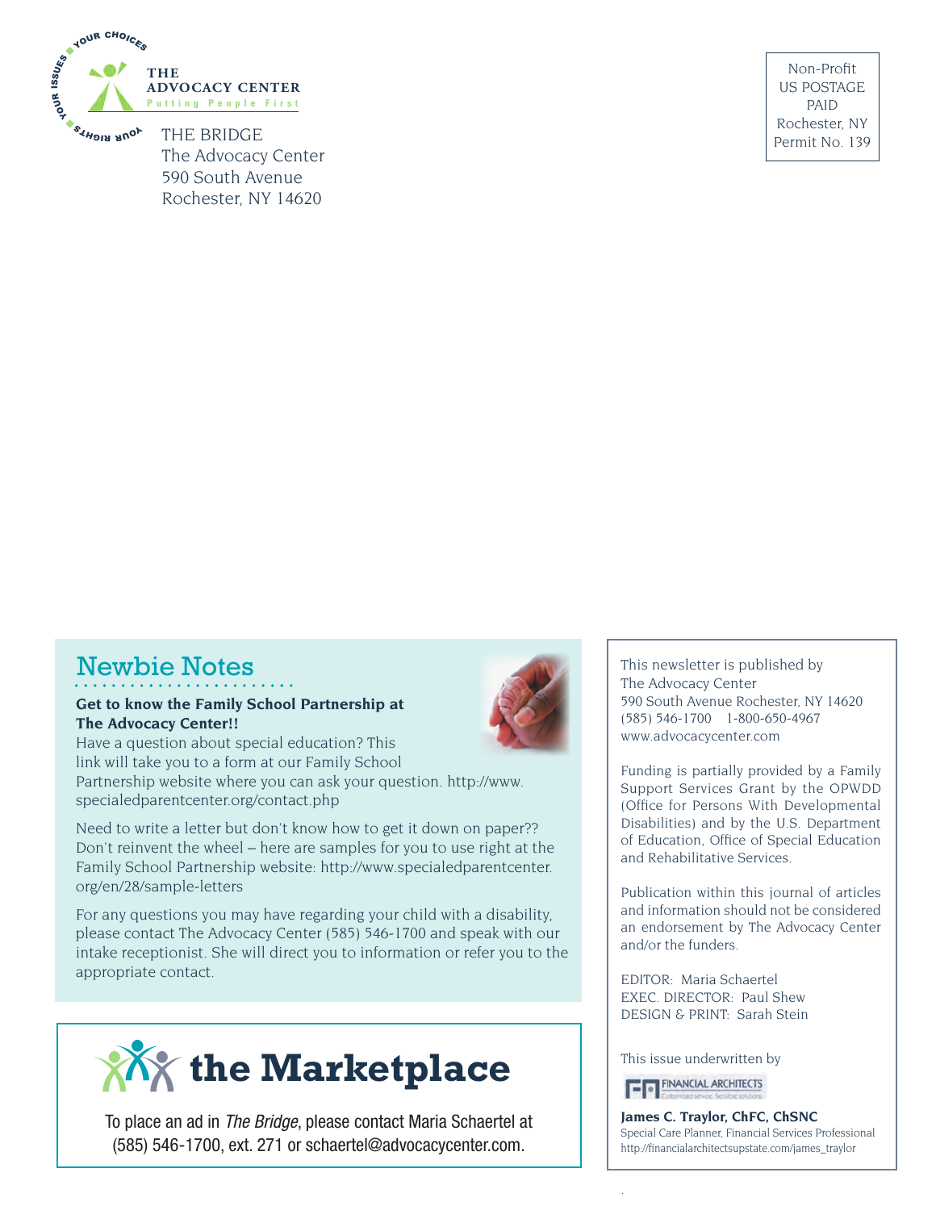YOUR CHOICES · YOUR ISSUES · YOUR RIGHTS

**THE ADVOCACY CENTER**
Putting People First

THE BRIDGE
The Advocacy Center
590 South Avenue
Rochester, NY 14620

Non-Profit
US POSTAGE
PAID
Rochester, NY
Permit No. 139

## Newbie Notes

**Get to know the Family School Partnership at The Advocacy Center!!**

Have a question about special education? This link will take you to a form at our Family School Partnership website where you can ask your question. http://www.specialedparentcenter.org/contact.php

Need to write a letter but don't know how to get it down on paper?? Don't reinvent the wheel – here are samples for you to use right at the Family School Partnership website: http://www.specialedparentcenter.org/en/28/sample-letters

For any questions you may have regarding your child with a disability, please contact The Advocacy Center (585) 546-1700 and speak with our intake receptionist. She will direct you to information or refer you to the appropriate contact.

## the Marketplace

To place an ad in *The Bridge*, please contact Maria Schaertel at (585) 546-1700, ext. 271 or schaertel@advocacycenter.com.

This newsletter is published by
The Advocacy Center
590 South Avenue Rochester, NY 14620
(585) 546-1700 1-800-650-4967
www.advocacycenter.com

Funding is partially provided by a Family Support Services Grant by the OPWDD (Office for Persons With Developmental Disabilities) and by the U.S. Department of Education, Office of Special Education and Rehabilitative Services.

Publication within this journal of articles and information should not be considered an endorsement by The Advocacy Center and/or the funders.

EDITOR: Maria Schaertel
EXEC. DIRECTOR: Paul Shew
DESIGN & PRINT: Sarah Stein

This issue underwritten by

FINANCIAL ARCHITECTS
Customized service. Sensible solutions.

**James C. Traylor, ChFC, ChSNC**
Special Care Planner, Financial Services Professional
http://financialarchitectsupstate.com/james_traylor